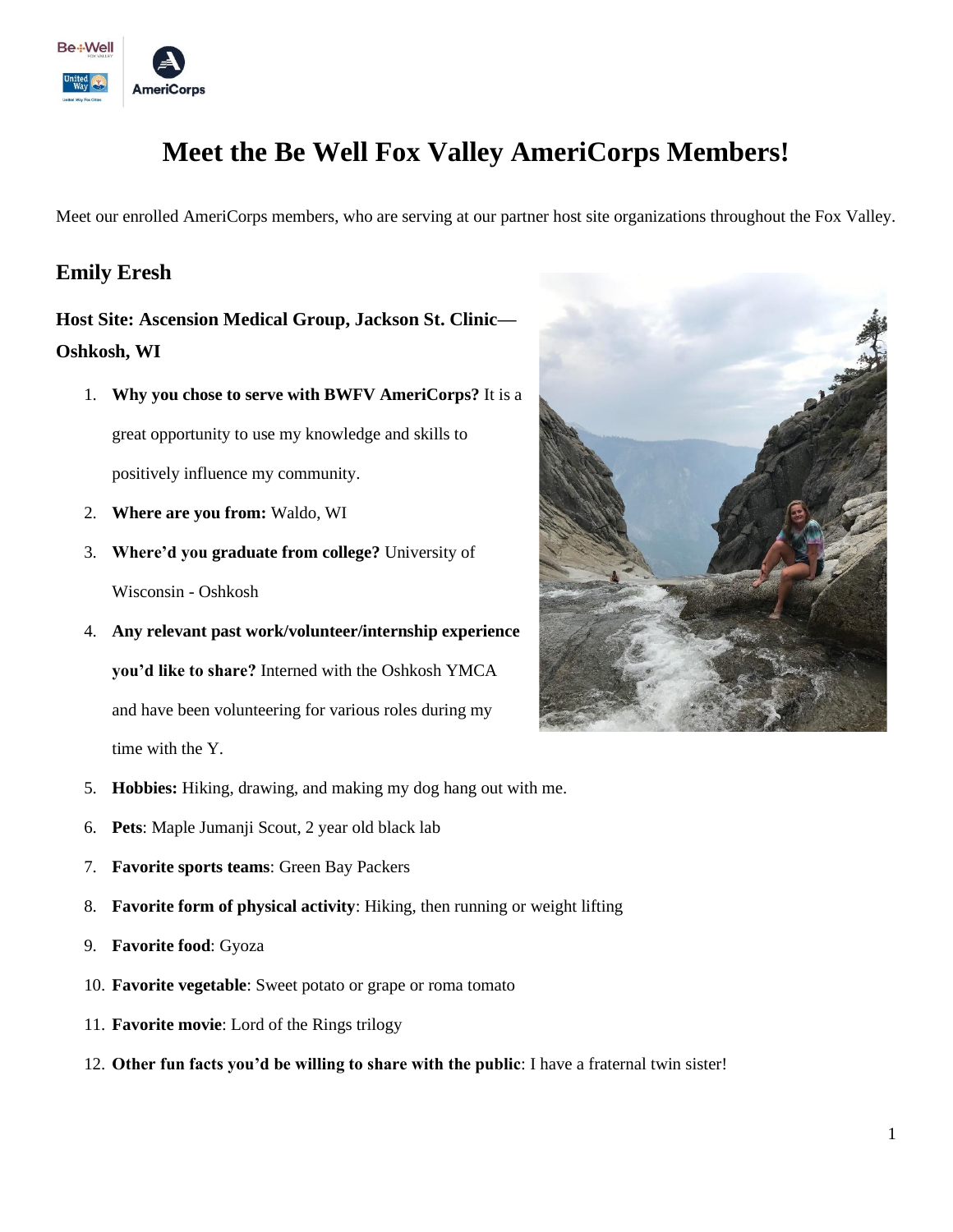# Meet the Be Well Fox Valley AmeriCorps Members!

Meet our enrolled AmeriCorps members, who are serving at our partner host site organizations throughout the Fox Valley.

## Emily Eresh

### Host Site: Ascension Medical Group, Jackson St. Clinic—Oshkosh, WI

1. **Why you chose to serve with BWFV AmeriCorps?** It is a great opportunity to use my knowledge and skills to positively influence my community.
2. **Where are you from:** Waldo, WI
3. **Where'd you graduate from college?** University of Wisconsin - Oshkosh
4. **Any relevant past work/volunteer/internship experience you'd like to share?** Interned with the Oshkosh YMCA and have been volunteering for various roles during my time with the Y.
5. **Hobbies:** Hiking, drawing, and making my dog hang out with me.
6. **Pets**: Maple Jumanji Scout, 2 year old black lab
7. **Favorite sports teams**: Green Bay Packers
8. **Favorite form of physical activity**: Hiking, then running or weight lifting
9. **Favorite food**: Gyoza
10. **Favorite vegetable**: Sweet potato or grape or roma tomato
11. **Favorite movie**: Lord of the Rings trilogy
12. **Other fun facts you'd be willing to share with the public**: I have a fraternal twin sister!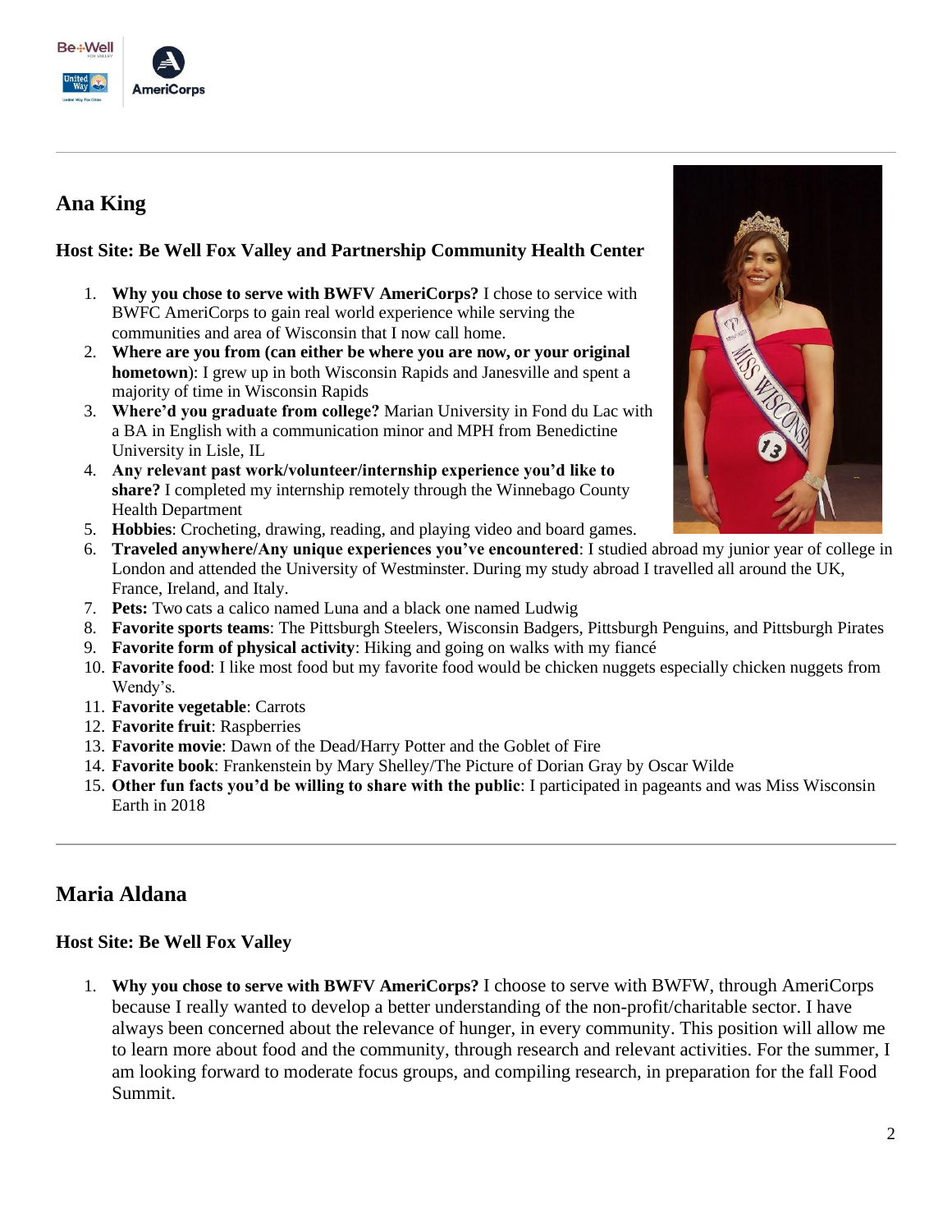## Ana King

### Host Site: Be Well Fox Valley and Partnership Community Health Center

1. **Why you chose to serve with BWFV AmeriCorps?** I chose to service with BWFC AmeriCorps to gain real world experience while serving the communities and area of Wisconsin that I now call home.
2. **Where are you from (can either be where you are now, or your original hometown)**: I grew up in both Wisconsin Rapids and Janesville and spent a majority of time in Wisconsin Rapids
3. **Where'd you graduate from college?** Marian University in Fond du Lac with a BA in English with a communication minor and MPH from Benedictine University in Lisle, IL
4. **Any relevant past work/volunteer/internship experience you'd like to share?** I completed my internship remotely through the Winnebago County Health Department
5. **Hobbies**: Crocheting, drawing, reading, and playing video and board games.
6. **Traveled anywhere/Any unique experiences you've encountered**: I studied abroad my junior year of college in London and attended the University of Westminster. During my study abroad I travelled all around the UK, France, Ireland, and Italy.
7. **Pets:** Two cats a calico named Luna and a black one named Ludwig
8. **Favorite sports teams**: The Pittsburgh Steelers, Wisconsin Badgers, Pittsburgh Penguins, and Pittsburgh Pirates
9. **Favorite form of physical activity**: Hiking and going on walks with my fiancé
10. **Favorite food**: I like most food but my favorite food would be chicken nuggets especially chicken nuggets from Wendy's.
11. **Favorite vegetable**: Carrots
12. **Favorite fruit**: Raspberries
13. **Favorite movie**: Dawn of the Dead/Harry Potter and the Goblet of Fire
14. **Favorite book**: Frankenstein by Mary Shelley/The Picture of Dorian Gray by Oscar Wilde
15. **Other fun facts you'd be willing to share with the public**: I participated in pageants and was Miss Wisconsin Earth in 2018

---

## Maria Aldana

### Host Site: Be Well Fox Valley

1. **Why you chose to serve with BWFV AmeriCorps?** I choose to serve with BWFW, through AmeriCorps because I really wanted to develop a better understanding of the non-profit/charitable sector. I have always been concerned about the relevance of hunger, in every community. This position will allow me to learn more about food and the community, through research and relevant activities. For the summer, I am looking forward to moderate focus groups, and compiling research, in preparation for the fall Food Summit.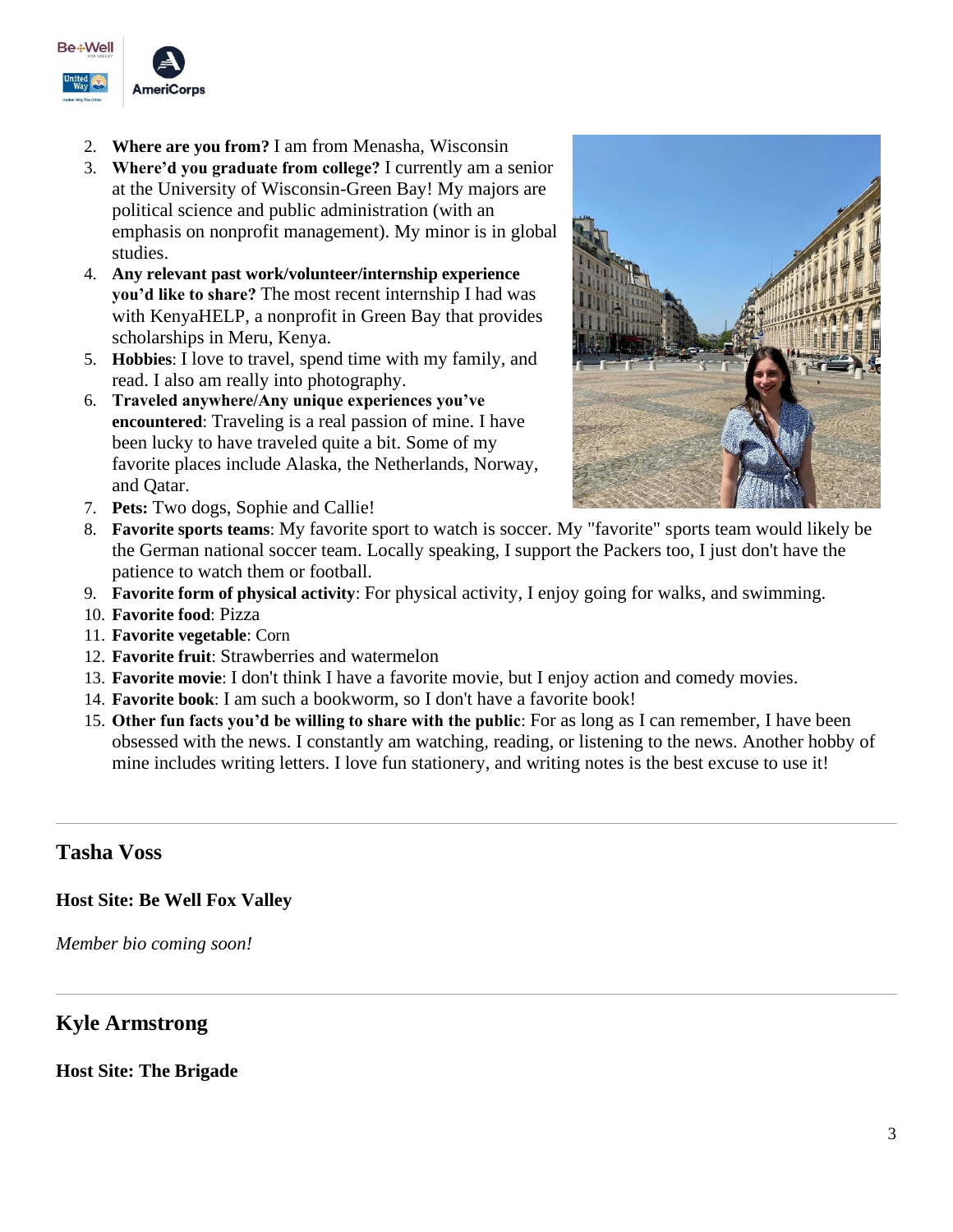2. **Where are you from?** I am from Menasha, Wisconsin
3. **Where'd you graduate from college?** I currently am a senior at the University of Wisconsin-Green Bay! My majors are political science and public administration (with an emphasis on nonprofit management). My minor is in global studies.
4. **Any relevant past work/volunteer/internship experience you'd like to share?** The most recent internship I had was with KenyaHELP, a nonprofit in Green Bay that provides scholarships in Meru, Kenya.
5. **Hobbies**: I love to travel, spend time with my family, and read. I also am really into photography.
6. **Traveled anywhere/Any unique experiences you've encountered**: Traveling is a real passion of mine. I have been lucky to have traveled quite a bit. Some of my favorite places include Alaska, the Netherlands, Norway, and Qatar.
7. **Pets:** Two dogs, Sophie and Callie!
8. **Favorite sports teams**: My favorite sport to watch is soccer. My "favorite" sports team would likely be the German national soccer team. Locally speaking, I support the Packers too, I just don't have the patience to watch them or football.
9. **Favorite form of physical activity**: For physical activity, I enjoy going for walks, and swimming.
10. **Favorite food**: Pizza
11. **Favorite vegetable**: Corn
12. **Favorite fruit**: Strawberries and watermelon
13. **Favorite movie**: I don't think I have a favorite movie, but I enjoy action and comedy movies.
14. **Favorite book**: I am such a bookworm, so I don't have a favorite book!
15. **Other fun facts you'd be willing to share with the public**: For as long as I can remember, I have been obsessed with the news. I constantly am watching, reading, or listening to the news. Another hobby of mine includes writing letters. I love fun stationery, and writing notes is the best excuse to use it!

---

## Tasha Voss

**Host Site: Be Well Fox Valley**

*Member bio coming soon!*

---

## Kyle Armstrong

**Host Site: The Brigade**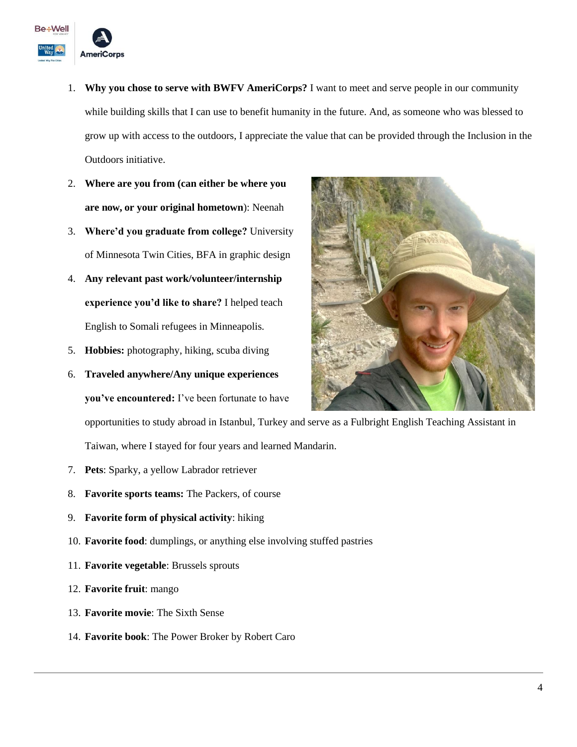1. **Why you chose to serve with BWFV AmeriCorps?** I want to meet and serve people in our community while building skills that I can use to benefit humanity in the future. And, as someone who was blessed to grow up with access to the outdoors, I appreciate the value that can be provided through the Inclusion in the Outdoors initiative.
2. **Where are you from (can either be where you are now, or your original hometown)**: Neenah
3. **Where'd you graduate from college?** University of Minnesota Twin Cities, BFA in graphic design
4. **Any relevant past work/volunteer/internship experience you'd like to share?** I helped teach English to Somali refugees in Minneapolis.
5. **Hobbies:** photography, hiking, scuba diving
6. **Traveled anywhere/Any unique experiences you've encountered:** I've been fortunate to have opportunities to study abroad in Istanbul, Turkey and serve as a Fulbright English Teaching Assistant in Taiwan, where I stayed for four years and learned Mandarin.
7. **Pets**: Sparky, a yellow Labrador retriever
8. **Favorite sports teams:** The Packers, of course
9. **Favorite form of physical activity**: hiking
10. **Favorite food**: dumplings, or anything else involving stuffed pastries
11. **Favorite vegetable**: Brussels sprouts
12. **Favorite fruit**: mango
13. **Favorite movie**: The Sixth Sense
14. **Favorite book**: The Power Broker by Robert Caro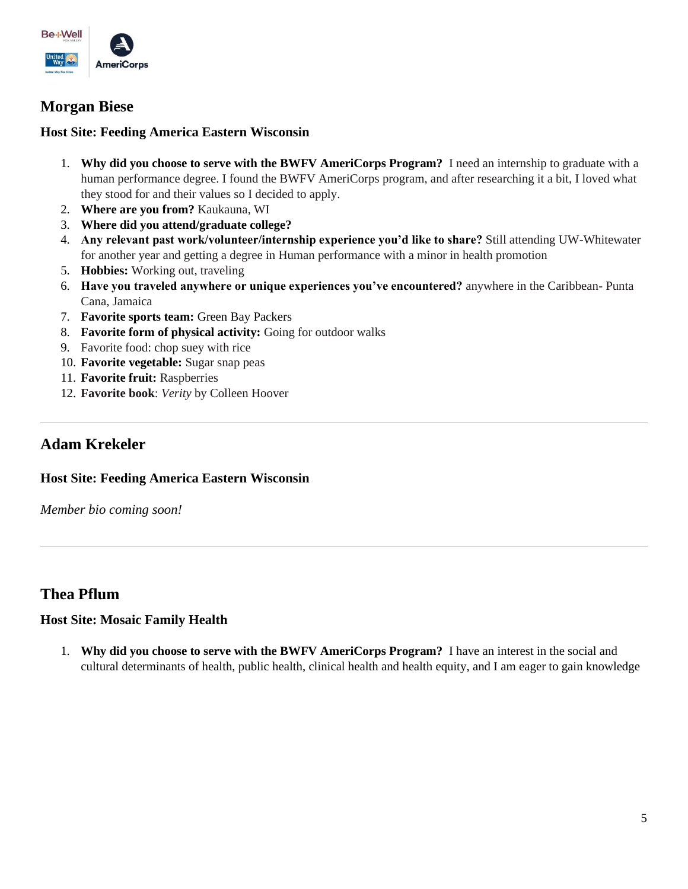## Morgan Biese

### Host Site: Feeding America Eastern Wisconsin

1. **Why did you choose to serve with the BWFV AmeriCorps Program?** I need an internship to graduate with a human performance degree. I found the BWFV AmeriCorps program, and after researching it a bit, I loved what they stood for and their values so I decided to apply.
2. **Where are you from?** Kaukauna, WI
3. **Where did you attend/graduate college?**
4. **Any relevant past work/volunteer/internship experience you'd like to share?** Still attending UW-Whitewater for another year and getting a degree in Human performance with a minor in health promotion
5. **Hobbies:** Working out, traveling
6. **Have you traveled anywhere or unique experiences you've encountered?** anywhere in the Caribbean- Punta Cana, Jamaica
7. **Favorite sports team:** Green Bay Packers
8. **Favorite form of physical activity:** Going for outdoor walks
9. Favorite food: chop suey with rice
10. **Favorite vegetable:** Sugar snap peas
11. **Favorite fruit:** Raspberries
12. **Favorite book**: *Verity* by Colleen Hoover

---

## Adam Krekeler

### Host Site: Feeding America Eastern Wisconsin

*Member bio coming soon!*

---

## Thea Pflum

### Host Site: Mosaic Family Health

1. **Why did you choose to serve with the BWFV AmeriCorps Program?** I have an interest in the social and cultural determinants of health, public health, clinical health and health equity, and I am eager to gain knowledge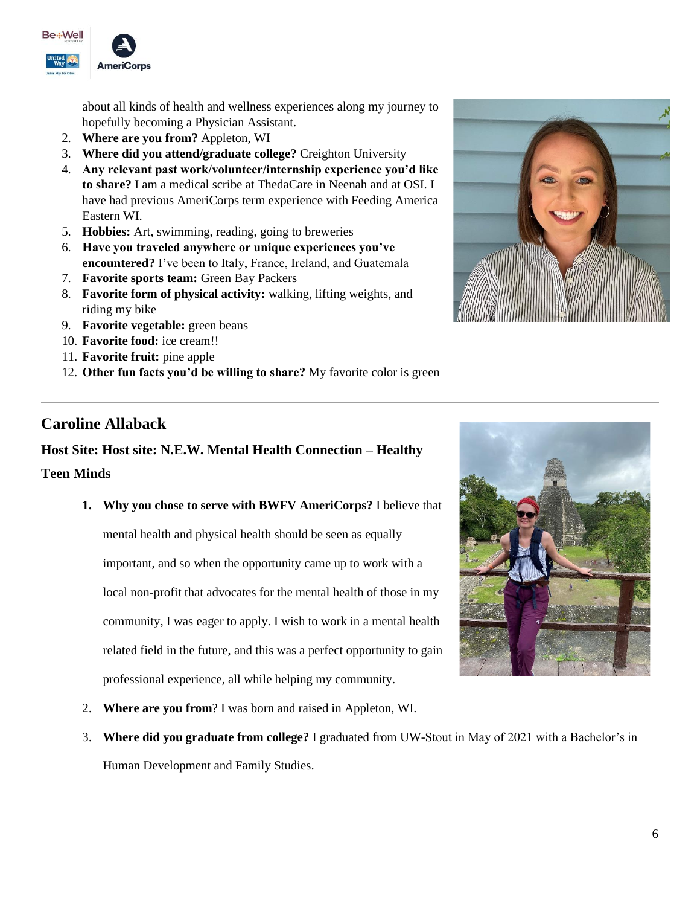about all kinds of health and wellness experiences along my journey to hopefully becoming a Physician Assistant.

2. **Where are you from?** Appleton, WI
3. **Where did you attend/graduate college?** Creighton University
4. **Any relevant past work/volunteer/internship experience you'd like to share?** I am a medical scribe at ThedaCare in Neenah and at OSI. I have had previous AmeriCorps term experience with Feeding America Eastern WI.
5. **Hobbies:** Art, swimming, reading, going to breweries
6. **Have you traveled anywhere or unique experiences you've encountered?** I've been to Italy, France, Ireland, and Guatemala
7. **Favorite sports team:** Green Bay Packers
8. **Favorite form of physical activity:** walking, lifting weights, and riding my bike
9. **Favorite vegetable:** green beans
10. **Favorite food:** ice cream!!
11. **Favorite fruit:** pine apple
12. **Other fun facts you'd be willing to share?** My favorite color is green

---

## Caroline Allaback

### Host Site: Host site: N.E.W. Mental Health Connection – Healthy Teen Minds

1. **Why you chose to serve with BWFV AmeriCorps?** I believe that mental health and physical health should be seen as equally important, and so when the opportunity came up to work with a local non-profit that advocates for the mental health of those in my community, I was eager to apply. I wish to work in a mental health related field in the future, and this was a perfect opportunity to gain professional experience, all while helping my community.
2. **Where are you from**? I was born and raised in Appleton, WI.
3. **Where did you graduate from college?** I graduated from UW-Stout in May of 2021 with a Bachelor's in Human Development and Family Studies.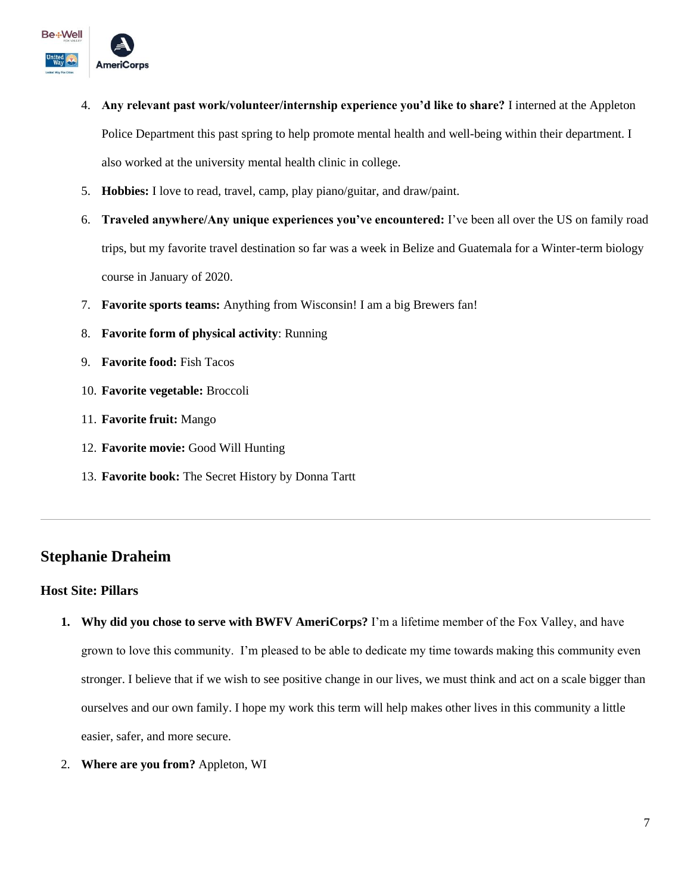4. **Any relevant past work/volunteer/internship experience you'd like to share?** I interned at the Appleton Police Department this past spring to help promote mental health and well-being within their department. I also worked at the university mental health clinic in college.
5. **Hobbies:** I love to read, travel, camp, play piano/guitar, and draw/paint.
6. **Traveled anywhere/Any unique experiences you've encountered:** I've been all over the US on family road trips, but my favorite travel destination so far was a week in Belize and Guatemala for a Winter-term biology course in January of 2020.
7. **Favorite sports teams:** Anything from Wisconsin! I am a big Brewers fan!
8. **Favorite form of physical activity**: Running
9. **Favorite food:** Fish Tacos
10. **Favorite vegetable:** Broccoli
11. **Favorite fruit:** Mango
12. **Favorite movie:** Good Will Hunting
13. **Favorite book:** The Secret History by Donna Tartt

---

## Stephanie Draheim

### Host Site: Pillars

1. **Why did you chose to serve with BWFV AmeriCorps?** I'm a lifetime member of the Fox Valley, and have grown to love this community. I'm pleased to be able to dedicate my time towards making this community even stronger. I believe that if we wish to see positive change in our lives, we must think and act on a scale bigger than ourselves and our own family. I hope my work this term will help makes other lives in this community a little easier, safer, and more secure.
2. **Where are you from?** Appleton, WI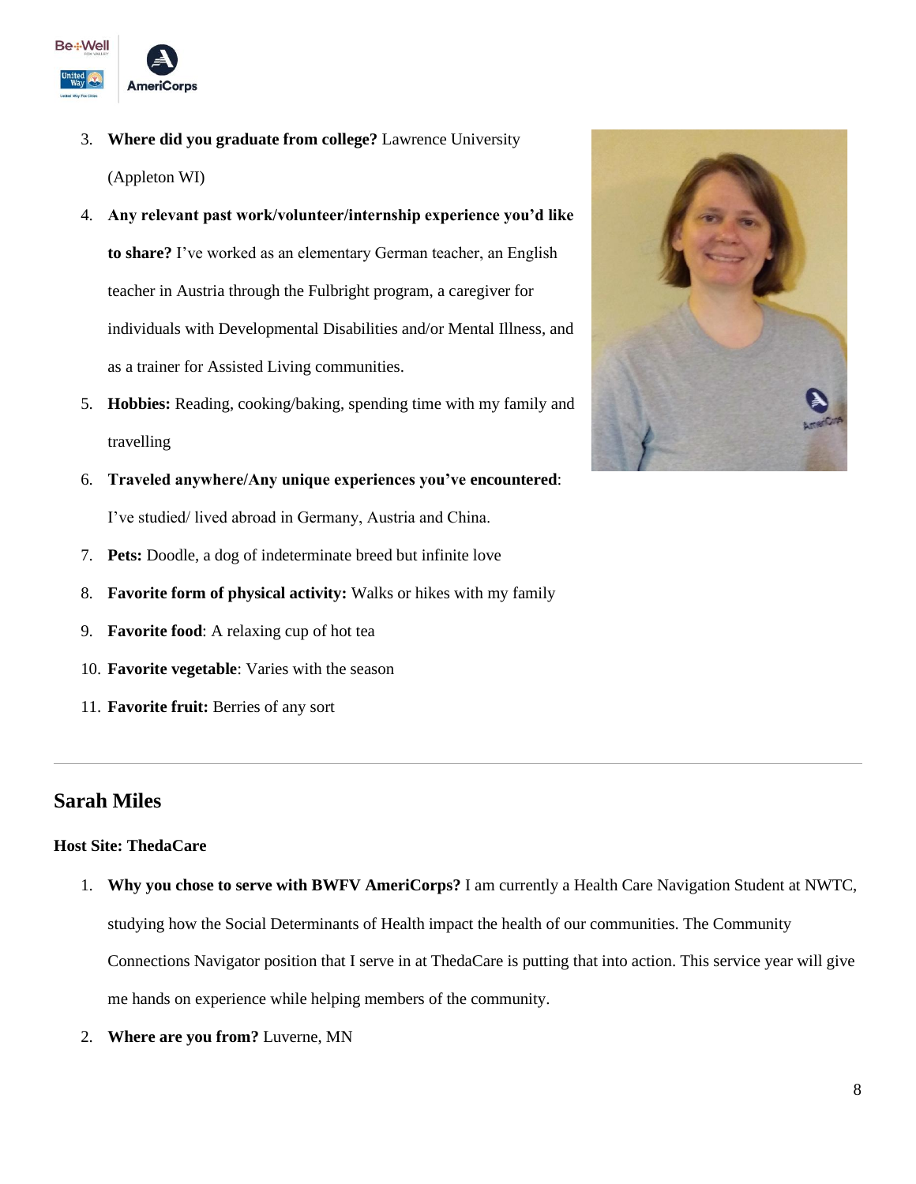3. **Where did you graduate from college?** Lawrence University (Appleton WI)
4. **Any relevant past work/volunteer/internship experience you'd like to share?** I've worked as an elementary German teacher, an English teacher in Austria through the Fulbright program, a caregiver for individuals with Developmental Disabilities and/or Mental Illness, and as a trainer for Assisted Living communities.
5. **Hobbies:** Reading, cooking/baking, spending time with my family and travelling
6. **Traveled anywhere/Any unique experiences you've encountered**: I've studied/ lived abroad in Germany, Austria and China.
7. **Pets:** Doodle, a dog of indeterminate breed but infinite love
8. **Favorite form of physical activity:** Walks or hikes with my family
9. **Favorite food**: A relaxing cup of hot tea
10. **Favorite vegetable**: Varies with the season
11. **Favorite fruit:** Berries of any sort

---

## Sarah Miles

**Host Site: ThedaCare**

1. **Why you chose to serve with BWFV AmeriCorps?** I am currently a Health Care Navigation Student at NWTC, studying how the Social Determinants of Health impact the health of our communities. The Community Connections Navigator position that I serve in at ThedaCare is putting that into action. This service year will give me hands on experience while helping members of the community.
2. **Where are you from?** Luverne, MN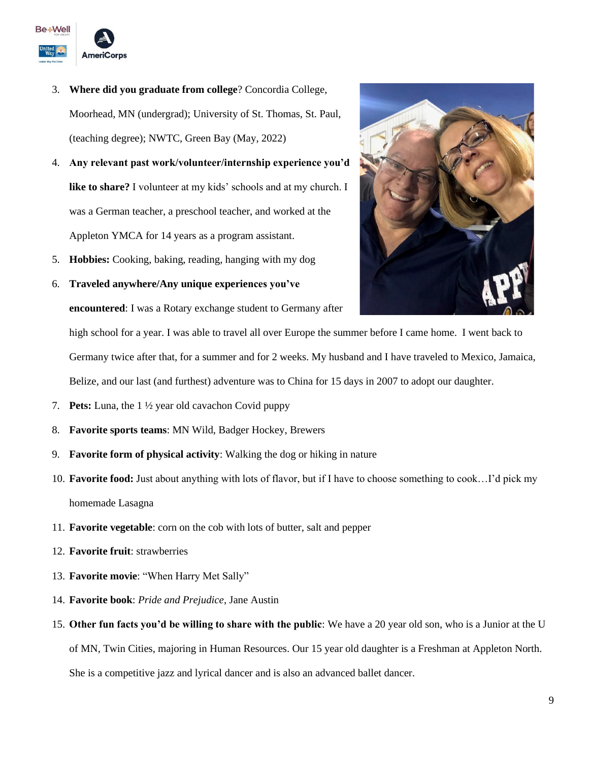3. **Where did you graduate from college**? Concordia College, Moorhead, MN (undergrad); University of St. Thomas, St. Paul, (teaching degree); NWTC, Green Bay (May, 2022)
4. **Any relevant past work/volunteer/internship experience you'd like to share?** I volunteer at my kids' schools and at my church. I was a German teacher, a preschool teacher, and worked at the Appleton YMCA for 14 years as a program assistant.
5. **Hobbies:** Cooking, baking, reading, hanging with my dog
6. **Traveled anywhere/Any unique experiences you've encountered**: I was a Rotary exchange student to Germany after high school for a year. I was able to travel all over Europe the summer before I came home. I went back to Germany twice after that, for a summer and for 2 weeks. My husband and I have traveled to Mexico, Jamaica, Belize, and our last (and furthest) adventure was to China for 15 days in 2007 to adopt our daughter.
7. **Pets:** Luna, the 1 ½ year old cavachon Covid puppy
8. **Favorite sports teams**: MN Wild, Badger Hockey, Brewers
9. **Favorite form of physical activity**: Walking the dog or hiking in nature
10. **Favorite food:** Just about anything with lots of flavor, but if I have to choose something to cook…I'd pick my homemade Lasagna
11. **Favorite vegetable**: corn on the cob with lots of butter, salt and pepper
12. **Favorite fruit**: strawberries
13. **Favorite movie**: "When Harry Met Sally"
14. **Favorite book**: *Pride and Prejudice*, Jane Austin
15. **Other fun facts you'd be willing to share with the public**: We have a 20 year old son, who is a Junior at the U of MN, Twin Cities, majoring in Human Resources. Our 15 year old daughter is a Freshman at Appleton North. She is a competitive jazz and lyrical dancer and is also an advanced ballet dancer.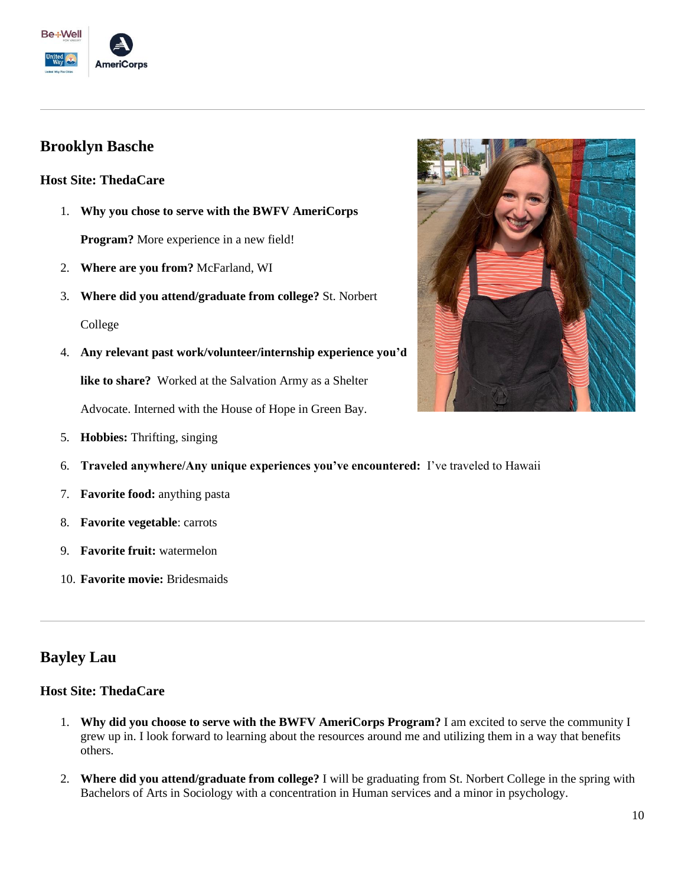## Brooklyn Basche

### Host Site: ThedaCare

1. **Why you chose to serve with the BWFV AmeriCorps Program?** More experience in a new field!
2. **Where are you from?** McFarland, WI
3. **Where did you attend/graduate from college?** St. Norbert College
4. **Any relevant past work/volunteer/internship experience you'd like to share?** Worked at the Salvation Army as a Shelter Advocate. Interned with the House of Hope in Green Bay.
5. **Hobbies:** Thrifting, singing
6. **Traveled anywhere/Any unique experiences you've encountered:** I've traveled to Hawaii
7. **Favorite food:** anything pasta
8. **Favorite vegetable**: carrots
9. **Favorite fruit:** watermelon
10. **Favorite movie:** Bridesmaids

---

## Bayley Lau

### Host Site: ThedaCare

1. **Why did you choose to serve with the BWFV AmeriCorps Program?** I am excited to serve the community I grew up in. I look forward to learning about the resources around me and utilizing them in a way that benefits others.
2. **Where did you attend/graduate from college?** I will be graduating from St. Norbert College in the spring with Bachelors of Arts in Sociology with a concentration in Human services and a minor in psychology.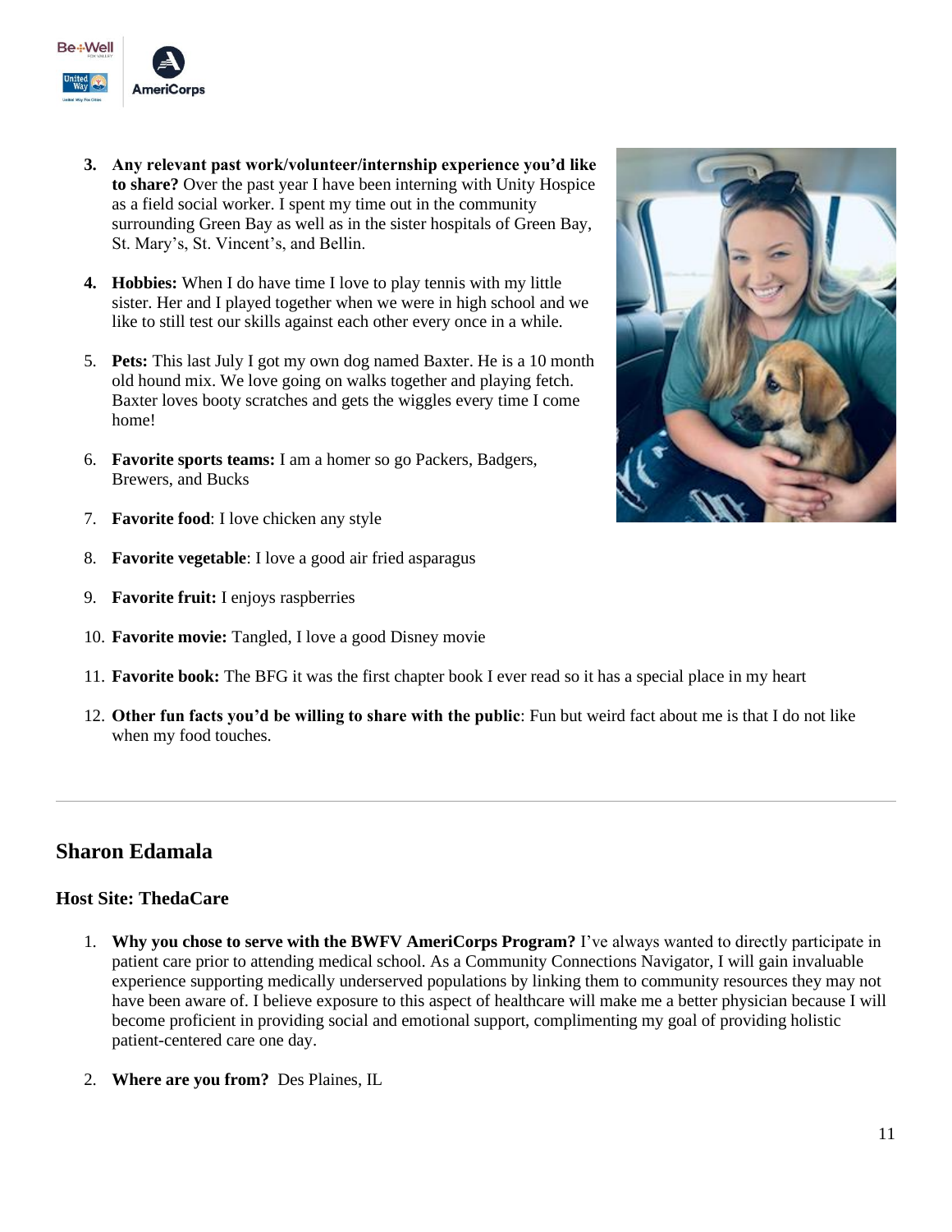3. **Any relevant past work/volunteer/internship experience you'd like to share?** Over the past year I have been interning with Unity Hospice as a field social worker. I spent my time out in the community surrounding Green Bay as well as in the sister hospitals of Green Bay, St. Mary's, St. Vincent's, and Bellin.

4. **Hobbies:** When I do have time I love to play tennis with my little sister. Her and I played together when we were in high school and we like to still test our skills against each other every once in a while.

5. **Pets:** This last July I got my own dog named Baxter. He is a 10 month old hound mix. We love going on walks together and playing fetch. Baxter loves booty scratches and gets the wiggles every time I come home!

6. **Favorite sports teams:** I am a homer so go Packers, Badgers, Brewers, and Bucks

7. **Favorite food**: I love chicken any style

8. **Favorite vegetable**: I love a good air fried asparagus

9. **Favorite fruit:** I enjoys raspberries

10. **Favorite movie:** Tangled, I love a good Disney movie

11. **Favorite book:** The BFG it was the first chapter book I ever read so it has a special place in my heart

12. **Other fun facts you'd be willing to share with the public**: Fun but weird fact about me is that I do not like when my food touches.

---

## Sharon Edamala

### Host Site: ThedaCare

1. **Why you chose to serve with the BWFV AmeriCorps Program?** I've always wanted to directly participate in patient care prior to attending medical school. As a Community Connections Navigator, I will gain invaluable experience supporting medically underserved populations by linking them to community resources they may not have been aware of. I believe exposure to this aspect of healthcare will make me a better physician because I will become proficient in providing social and emotional support, complimenting my goal of providing holistic patient-centered care one day.

2. **Where are you from?** Des Plaines, IL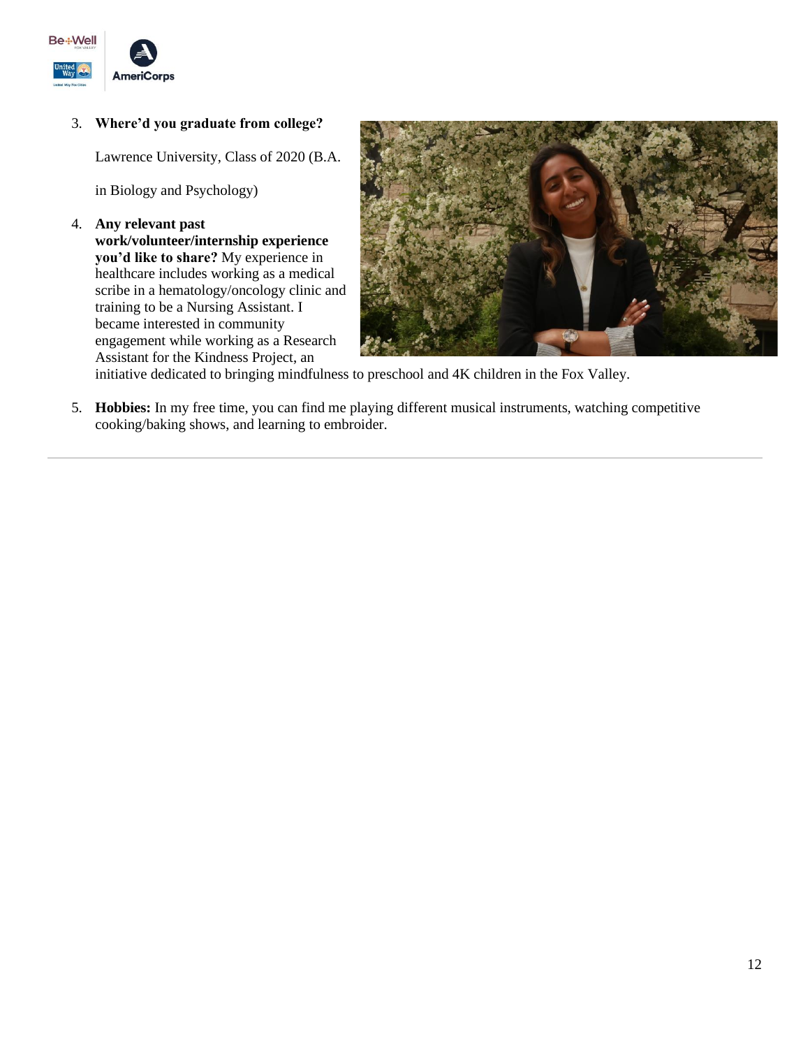3. **Where'd you graduate from college?**

   Lawrence University, Class of 2020 (B.A. in Biology and Psychology)

4. **Any relevant past work/volunteer/internship experience you'd like to share?** My experience in healthcare includes working as a medical scribe in a hematology/oncology clinic and training to be a Nursing Assistant. I became interested in community engagement while working as a Research Assistant for the Kindness Project, an initiative dedicated to bringing mindfulness to preschool and 4K children in the Fox Valley.

5. **Hobbies:** In my free time, you can find me playing different musical instruments, watching competitive cooking/baking shows, and learning to embroider.

---